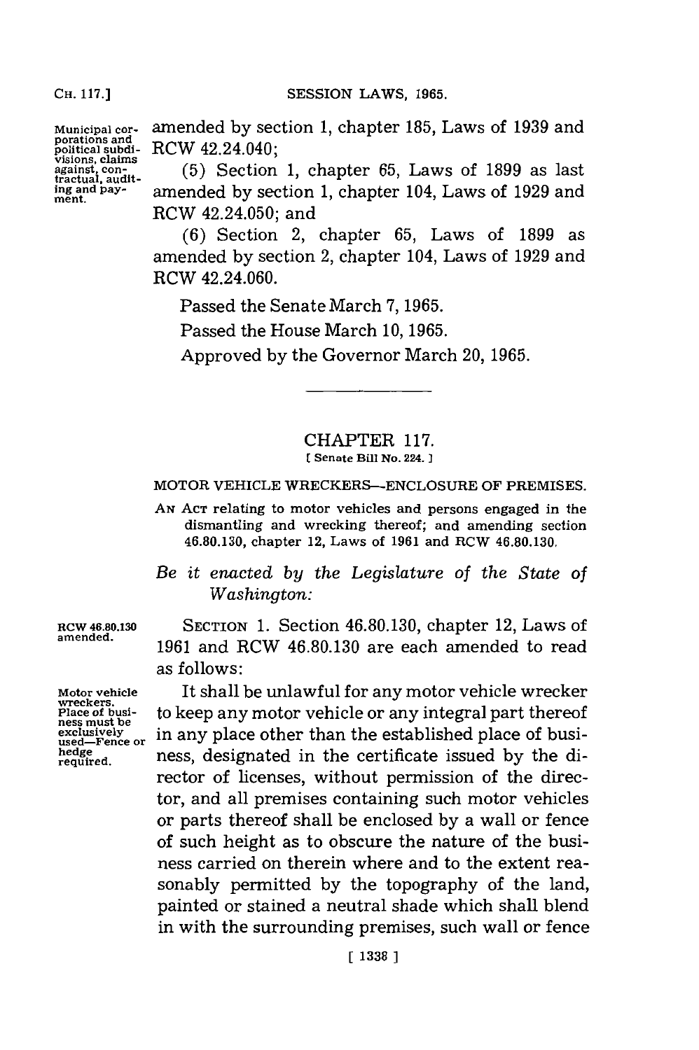Municipal corporations and political subdivisions, claims against, contractual, auditing and payment.

amended by section 1, chapter 185, Laws of 1939 and RCW 42.24.040;

(5) Section 1, chapter 65, Laws of 1899 as last amended by section 1, chapter 104, Laws of 1929 and RCW 42.24.050; and

(6) Section 2, chapter 65, Laws of 1899 as amended by section 2, chapter 104, Laws of 1929 and RCW 42.24.060.

Passed the Senate March 7, 1965.

Passed the House March 10, 1965.

Approved by the Governor March 20, 1965.

---

## CHAPTER 117.

[ Senate Bill No. 224. ]

### MOTOR VEHICLE WRECKERS—ENCLOSURE OF PREMISES.

AN ACT relating to motor vehicles and persons engaged in the dismantling and wrecking thereof; and amending section 46.80.130, chapter 12, Laws of 1961 and RCW 46.80.130.

*Be it enacted by the Legislature of the State of Washington:*

RCW 46.80.130 amended.

SECTION 1. Section 46.80.130, chapter 12, Laws of 1961 and RCW 46.80.130 are each amended to read as follows:

Motor vehicle wreckers. Place of business must be exclusively used—Fence or hedge required.

It shall be unlawful for any motor vehicle wrecker to keep any motor vehicle or any integral part thereof in any place other than the established place of business, designated in the certificate issued by the director of licenses, without permission of the director, and all premises containing such motor vehicles or parts thereof shall be enclosed by a wall or fence of such height as to obscure the nature of the business carried on therein where and to the extent reasonably permitted by the topography of the land, painted or stained a neutral shade which shall blend in with the surrounding premises, such wall or fence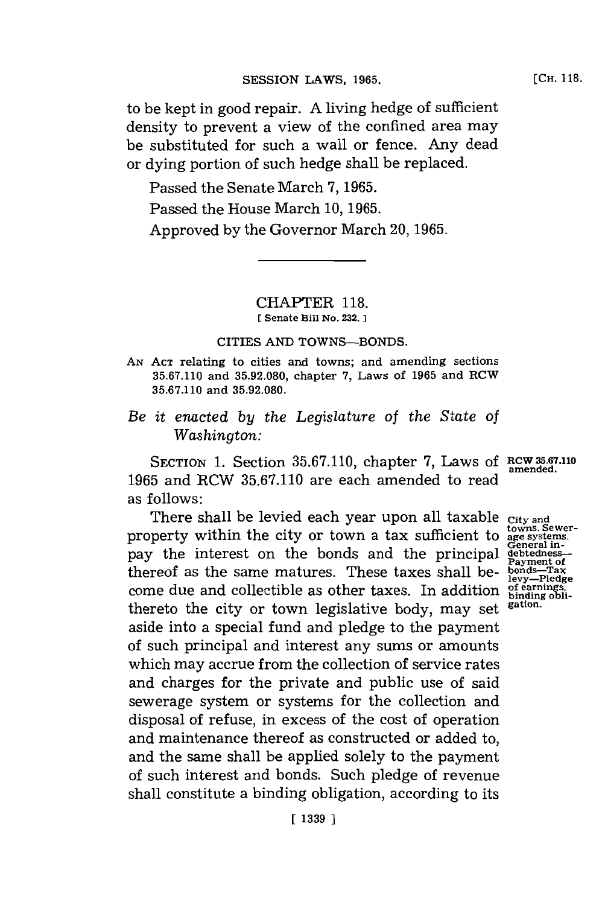to be kept in good repair. A living hedge of sufficient density to prevent a view of the confined area may be substituted for such a wall or fence. Any dead or dying portion of such hedge shall be replaced.

Passed the Senate March 7, 1965.

Passed the House March 10, 1965.

Approved by the Governor March 20, 1965.

---

# CHAPTER 118.

[ Senate Bill No. 232. ]

## CITIES AND TOWNS—BONDS.

AN ACT relating to cities and towns; and amending sections 35.67.110 and 35.92.080, chapter 7, Laws of 1965 and RCW 35.67.110 and 35.92.080.

*Be it enacted by the Legislature of the State of Washington:*

SECTION 1. Section 35.67.110, chapter 7, Laws of 1965 and RCW 35.67.110 are each amended to read as follows:

RCW 35.67.110 amended.

There shall be levied each year upon all taxable property within the city or town a tax sufficient to pay the interest on the bonds and the principal thereof as the same matures. These taxes shall become due and collectible as other taxes. In addition thereto the city or town legislative body, may set aside into a special fund and pledge to the payment of such principal and interest any sums or amounts which may accrue from the collection of service rates and charges for the private and public use of said sewerage system or systems for the collection and disposal of refuse, in excess of the cost of operation and maintenance thereof as constructed or added to, and the same shall be applied solely to the payment of such interest and bonds. Such pledge of revenue shall constitute a binding obligation, according to its

City and towns. Sewerage systems. General indebtedness—Payment of bonds—Tax levy—Pledge of earnings, binding obligation.